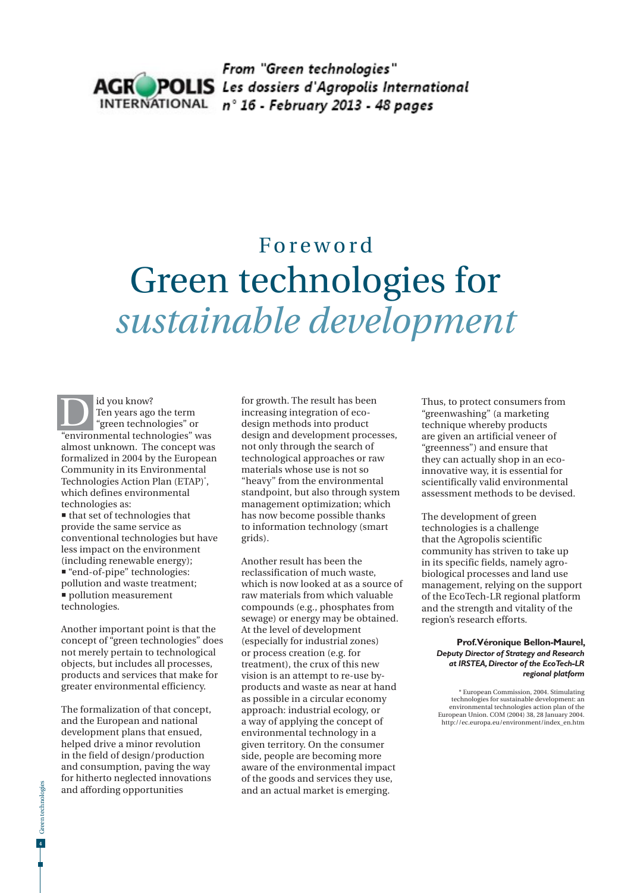From "Green technologies"
Les dossiers d'Agropolis International
n° 16 - February 2013 - 48 pages

# Foreword
# Green technologies for *sustainable development*

Did you know?
Ten years ago the term "green technologies" or "environmental technologies" was almost unknown. The concept was formalized in 2004 by the European Community in its Environmental Technologies Action Plan (ETAP)*, which defines environmental technologies as:

- that set of technologies that provide the same service as conventional technologies but have less impact on the environment (including renewable energy);
- "end-of-pipe" technologies: pollution and waste treatment;
- pollution measurement technologies.

Another important point is that the concept of "green technologies" does not merely pertain to technological objects, but includes all processes, products and services that make for greater environmental efficiency.

The formalization of that concept, and the European and national development plans that ensued, helped drive a minor revolution in the field of design/production and consumption, paving the way for hitherto neglected innovations and affording opportunities for growth. The result has been increasing integration of eco-design methods into product design and development processes, not only through the search of technological approaches or raw materials whose use is not so "heavy" from the environmental standpoint, but also through system management optimization; which has now become possible thanks to information technology (smart grids).

Another result has been the reclassification of much waste, which is now looked at as a source of raw materials from which valuable compounds (e.g., phosphates from sewage) or energy may be obtained. At the level of development (especially for industrial zones) or process creation (e.g. for treatment), the crux of this new vision is an attempt to re-use by-products and waste as near at hand as possible in a circular economy approach: industrial ecology, or a way of applying the concept of environmental technology in a given territory. On the consumer side, people are becoming more aware of the environmental impact of the goods and services they use, and an actual market is emerging.

Thus, to protect consumers from "greenwashing" (a marketing technique whereby products are given an artificial veneer of "greenness") and ensure that they can actually shop in an eco-innovative way, it is essential for scientifically valid environmental assessment methods to be devised.

The development of green technologies is a challenge that the Agropolis scientific community has striven to take up in its specific fields, namely agro-biological processes and land use management, relying on the support of the EcoTech-LR regional platform and the strength and vitality of the region's research efforts.

**Prof. Véronique Bellon-Maurel,**
***Deputy Director of Strategy and Research at IRSTEA, Director of the EcoTech-LR regional platform***

\* European Commission, 2004. Stimulating technologies for sustainable development: an environmental technologies action plan of the European Union. COM (2004) 38, 28 January 2004. http://ec.europa.eu/environment/index_en.htm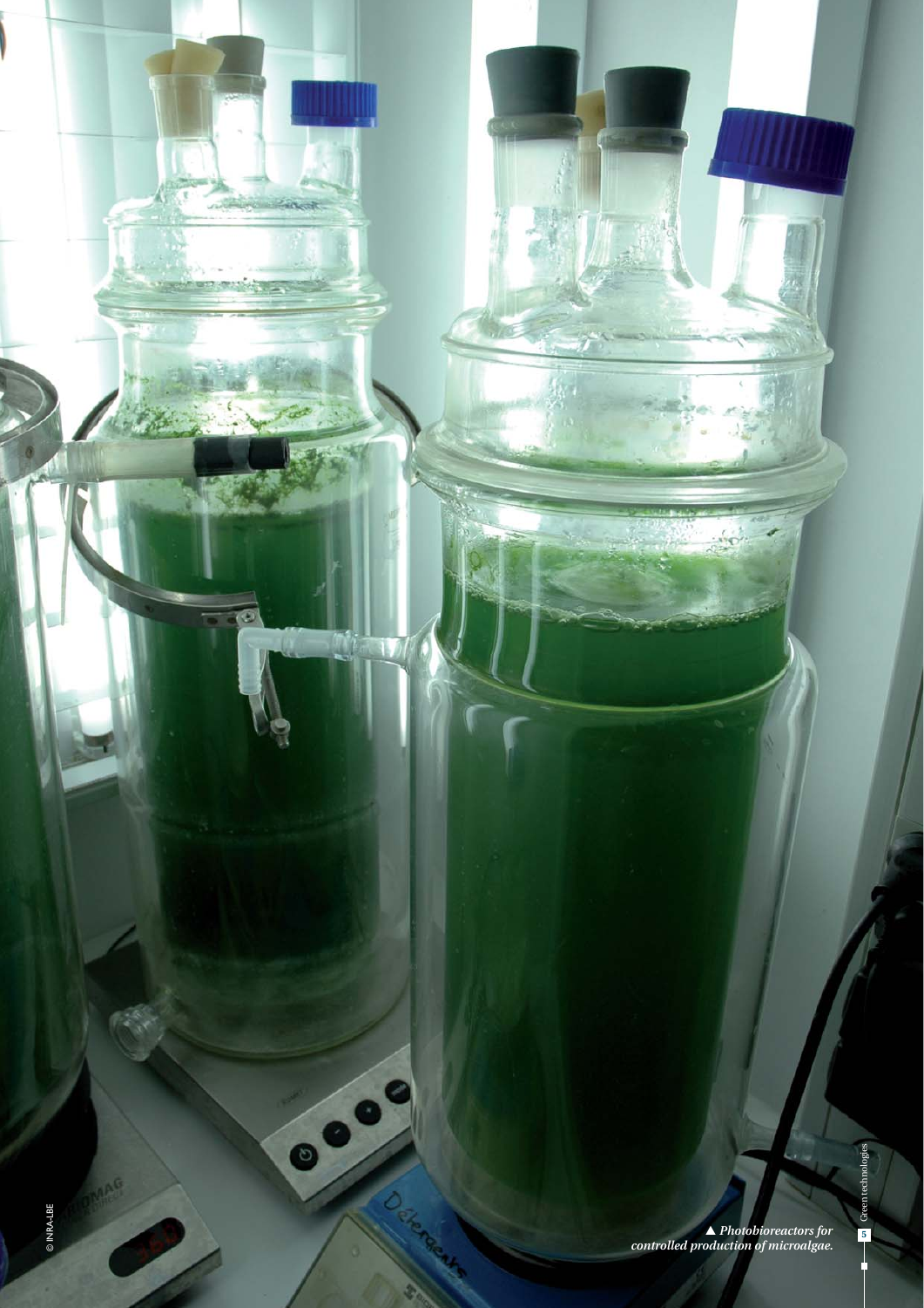▲ *Photobioreactors for controlled production of microalgae.*